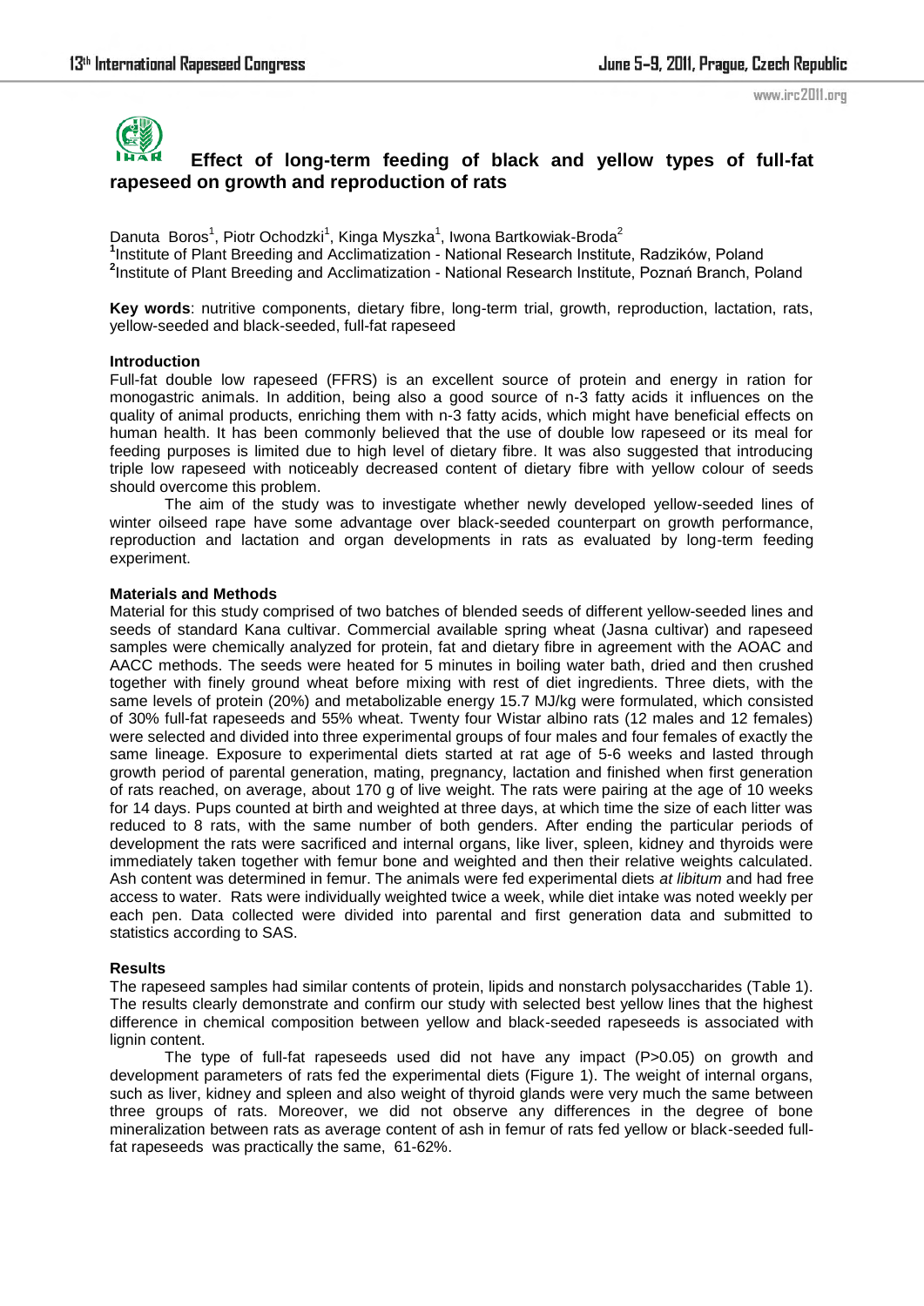# Effect of long-term feeding of black and yellow types of full-fat rapeseed on growth and reproduction of rats

Danuta Boros[1], Piotr Ochodzki[1], Kinga Myszka[1], Iwona Bartkowiak-Broda[2]

[1]Institute of Plant Breeding and Acclimatization - National Research Institute, Radzików, Poland

[2]Institute of Plant Breeding and Acclimatization - National Research Institute, Poznań Branch, Poland

**Key words**: nutritive components, dietary fibre, long-term trial, growth, reproduction, lactation, rats, yellow-seeded and black-seeded, full-fat rapeseed

## Introduction

Full-fat double low rapeseed (FFRS) is an excellent source of protein and energy in ration for monogastric animals. In addition, being also a good source of n-3 fatty acids it influences on the quality of animal products, enriching them with n-3 fatty acids, which might have beneficial effects on human health. It has been commonly believed that the use of double low rapeseed or its meal for feeding purposes is limited due to high level of dietary fibre. It was also suggested that introducing triple low rapeseed with noticeably decreased content of dietary fibre with yellow colour of seeds should overcome this problem.

The aim of the study was to investigate whether newly developed yellow-seeded lines of winter oilseed rape have some advantage over black-seeded counterpart on growth performance, reproduction and lactation and organ developments in rats as evaluated by long-term feeding experiment.

## Materials and Methods

Material for this study comprised of two batches of blended seeds of different yellow-seeded lines and seeds of standard Kana cultivar. Commercial available spring wheat (Jasna cultivar) and rapeseed samples were chemically analyzed for protein, fat and dietary fibre in agreement with the AOAC and AACC methods. The seeds were heated for 5 minutes in boiling water bath, dried and then crushed together with finely ground wheat before mixing with rest of diet ingredients. Three diets, with the same levels of protein (20%) and metabolizable energy 15.7 MJ/kg were formulated, which consisted of 30% full-fat rapeseeds and 55% wheat. Twenty four Wistar albino rats (12 males and 12 females) were selected and divided into three experimental groups of four males and four females of exactly the same lineage. Exposure to experimental diets started at rat age of 5-6 weeks and lasted through growth period of parental generation, mating, pregnancy, lactation and finished when first generation of rats reached, on average, about 170 g of live weight. The rats were pairing at the age of 10 weeks for 14 days. Pups counted at birth and weighted at three days, at which time the size of each litter was reduced to 8 rats, with the same number of both genders. After ending the particular periods of development the rats were sacrificed and internal organs, like liver, spleen, kidney and thyroids were immediately taken together with femur bone and weighted and then their relative weights calculated. Ash content was determined in femur. The animals were fed experimental diets *at libitum* and had free access to water. Rats were individually weighted twice a week, while diet intake was noted weekly per each pen. Data collected were divided into parental and first generation data and submitted to statistics according to SAS.

## Results

The rapeseed samples had similar contents of protein, lipids and nonstarch polysaccharides (Table 1). The results clearly demonstrate and confirm our study with selected best yellow lines that the highest difference in chemical composition between yellow and black-seeded rapeseeds is associated with lignin content.

The type of full-fat rapeseeds used did not have any impact (P>0.05) on growth and development parameters of rats fed the experimental diets (Figure 1). The weight of internal organs, such as liver, kidney and spleen and also weight of thyroid glands were very much the same between three groups of rats. Moreover, we did not observe any differences in the degree of bone mineralization between rats as average content of ash in femur of rats fed yellow or black-seeded full-fat rapeseeds was practically the same, 61-62%.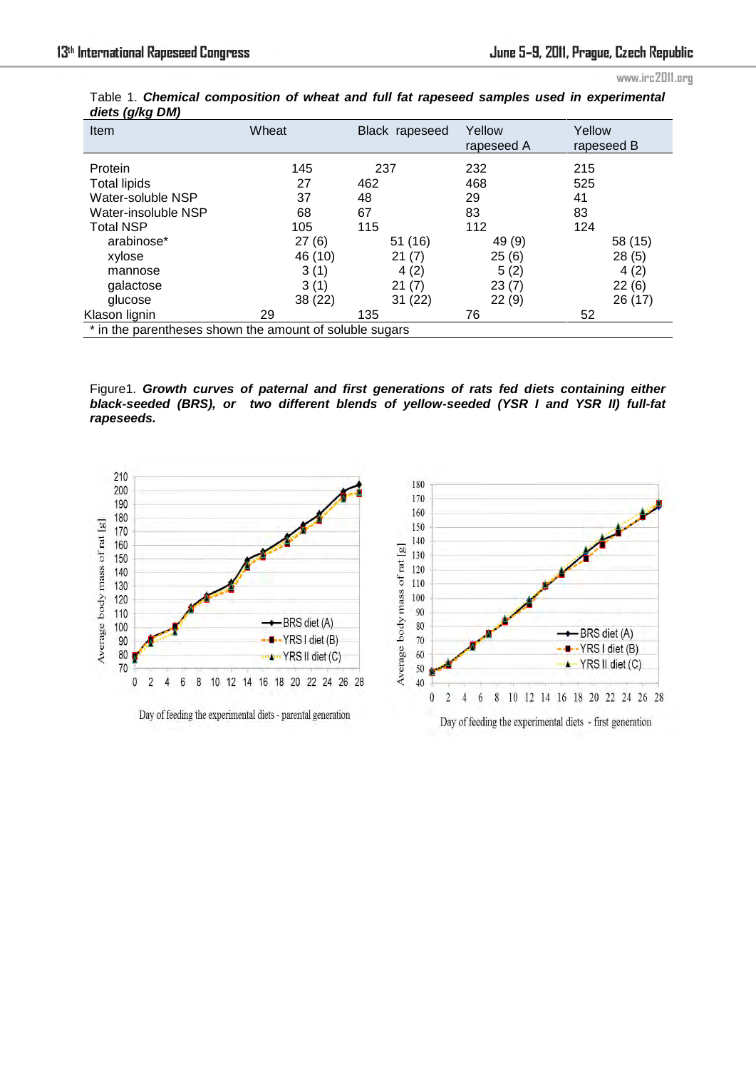Table 1. ***Chemical composition of wheat and full fat rapeseed samples used in experimental diets (g/kg DM)***

| Item | Wheat | Black rapeseed | Yellow rapeseed A | Yellow rapeseed B |
|---|---|---|---|---|
| Protein | 145 | 237 | 232 | 215 |
| Total lipids | 27 | 462 | 468 | 525 |
| Water-soluble NSP | 37 | 48 | 29 | 41 |
| Water-insoluble NSP | 68 | 67 | 83 | 83 |
| Total NSP | 105 | 115 | 112 | 124 |
| arabinose* | 27 (6) | 51 (16) | 49 (9) | 58 (15) |
| xylose | 46 (10) | 21 (7) | 25 (6) | 28 (5) |
| mannose | 3 (1) | 4 (2) | 5 (2) | 4 (2) |
| galactose | 3 (1) | 21 (7) | 23 (7) | 22 (6) |
| glucose | 38 (22) | 31 (22) | 22 (9) | 26 (17) |
| Klason lignin | 29 | 135 | 76 | 52 |

\* in the parentheses shown the amount of soluble sugars

Figure1. ***Growth curves of paternal and first generations of rats fed diets containing either black-seeded (BRS), or two different blends of yellow-seeded (YSR I and YSR II) full-fat rapeseeds.***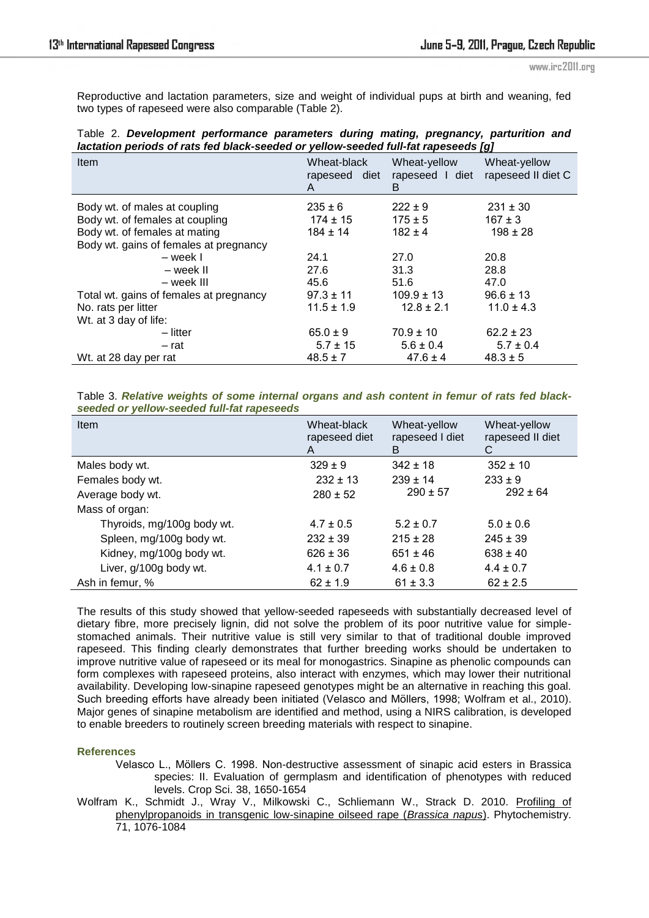Reproductive and lactation parameters, size and weight of individual pups at birth and weaning, fed two types of rapeseed were also comparable (Table 2).

Table 2. ***Development performance parameters during mating, pregnancy, parturition and lactation periods of rats fed black-seeded or yellow-seeded full-fat rapeseeds [g]***

| Item | Wheat-black rapeseed diet A | Wheat-yellow rapeseed I diet B | Wheat-yellow rapeseed II diet C |
|---|---|---|---|
| Body wt. of males at coupling | 235 ± 6 | 222 ± 9 | 231 ± 30 |
| Body wt. of females at coupling | 174 ± 15 | 175 ± 5 | 167 ± 3 |
| Body wt. of females at mating | 184 ± 14 | 182 ± 4 | 198 ± 28 |
| Body wt. gains of females at pregnancy | | | |
| – week I | 24.1 | 27.0 | 20.8 |
| – week II | 27.6 | 31.3 | 28.8 |
| – week III | 45.6 | 51.6 | 47.0 |
| Total wt. gains of females at pregnancy | 97.3 ± 11 | 109.9 ± 13 | 96.6 ± 13 |
| No. rats per litter | 11.5 ± 1.9 | 12.8 ± 2.1 | 11.0 ± 4.3 |
| Wt. at 3 day of life: | | | |
| – litter | 65.0 ± 9 | 70.9 ± 10 | 62.2 ± 23 |
| – rat | 5.7 ± 15 | 5.6 ± 0.4 | 5.7 ± 0.4 |
| Wt. at 28 day per rat | 48.5 ± 7 | 47.6 ± 4 | 48.3 ± 5 |

Table 3. ***Relative weights of some internal organs and ash content in femur of rats fed black-seeded or yellow-seeded full-fat rapeseeds***

| Item | Wheat-black rapeseed diet A | Wheat-yellow rapeseed I diet B | Wheat-yellow rapeseed II diet C |
|---|---|---|---|
| Males body wt. | 329 ± 9 | 342 ± 18 | 352 ± 10 |
| Females body wt. | 232 ± 13 | 239 ± 14 | 233 ± 9 |
| Average body wt. | 280 ± 52 | 290 ± 57 | 292 ± 64 |
| Mass of organ: | | | |
| Thyroids, mg/100g body wt. | 4.7 ± 0.5 | 5.2 ± 0.7 | 5.0 ± 0.6 |
| Spleen, mg/100g body wt. | 232 ± 39 | 215 ± 28 | 245 ± 39 |
| Kidney, mg/100g body wt. | 626 ± 36 | 651 ± 46 | 638 ± 40 |
| Liver, g/100g body wt. | 4.1 ± 0.7 | 4.6 ± 0.8 | 4.4 ± 0.7 |
| Ash in femur, % | 62 ± 1.9 | 61 ± 3.3 | 62 ± 2.5 |

The results of this study showed that yellow-seeded rapeseeds with substantially decreased level of dietary fibre, more precisely lignin, did not solve the problem of its poor nutritive value for simple-stomached animals. Their nutritive value is still very similar to that of traditional double improved rapeseed. This finding clearly demonstrates that further breeding works should be undertaken to improve nutritive value of rapeseed or its meal for monogastrics. Sinapine as phenolic compounds can form complexes with rapeseed proteins, also interact with enzymes, which may lower their nutritional availability. Developing low-sinapine rapeseed genotypes might be an alternative in reaching this goal. Such breeding efforts have already been initiated (Velasco and Möllers, 1998; Wolfram et al., 2010). Major genes of sinapine metabolism are identified and method, using a NIRS calibration, is developed to enable breeders to routinely screen breeding materials with respect to sinapine.

## References

Velasco L., Möllers C. 1998. Non-destructive assessment of sinapic acid esters in Brassica species: II. Evaluation of germplasm and identification of phenotypes with reduced levels. Crop Sci. 38, 1650-1654

Wolfram K., Schmidt J., Wray V., Milkowski C., Schliemann W., Strack D. 2010. Profiling of phenylpropanoids in transgenic low-sinapine oilseed rape (*Brassica napus*). Phytochemistry. 71, 1076-1084